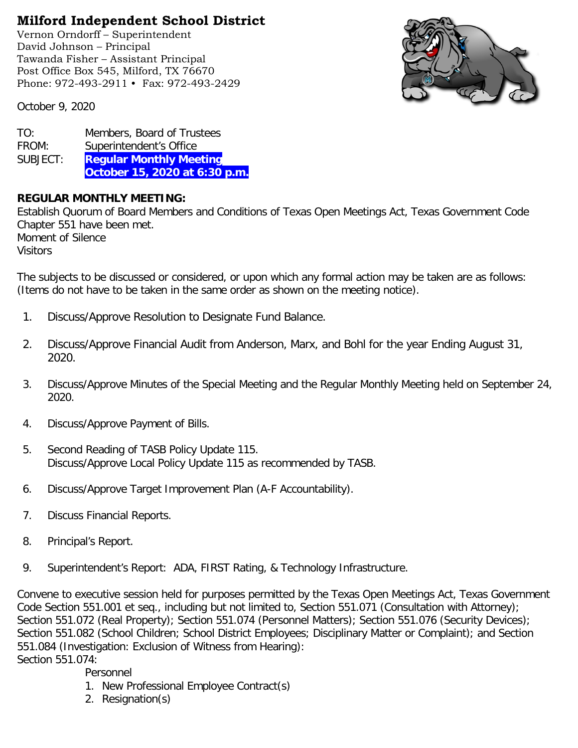# Milford Independent School District

Vernon Orndorff – Superintendent
David Johnson – Principal
Tawanda Fisher – Assistant Principal
Post Office Box 545, Milford, TX 76670
Phone: 972-493-2911 • Fax: 972-493-2429

October 9, 2020

TO: Members, Board of Trustees
FROM: Superintendent's Office
SUBJECT: **Regular Monthly Meeting October 15, 2020 at 6:30 p.m.**

**REGULAR MONTHLY MEETING:**

Establish Quorum of Board Members and Conditions of Texas Open Meetings Act, Texas Government Code Chapter 551 have been met.
Moment of Silence
Visitors

The subjects to be discussed or considered, or upon which any formal action may be taken are as follows: (Items do not have to be taken in the same order as shown on the meeting notice).

1. Discuss/Approve Resolution to Designate Fund Balance.
2. Discuss/Approve Financial Audit from Anderson, Marx, and Bohl for the year Ending August 31, 2020.
3. Discuss/Approve Minutes of the Special Meeting and the Regular Monthly Meeting held on September 24, 2020.
4. Discuss/Approve Payment of Bills.
5. Second Reading of TASB Policy Update 115.
   Discuss/Approve Local Policy Update 115 as recommended by TASB.
6. Discuss/Approve Target Improvement Plan (A-F Accountability).
7. Discuss Financial Reports.
8. Principal's Report.
9. Superintendent's Report: ADA, FIRST Rating, & Technology Infrastructure.

Convene to executive session held for purposes permitted by the Texas Open Meetings Act, Texas Government Code Section 551.001 et seq., including but not limited to, Section 551.071 (Consultation with Attorney); Section 551.072 (Real Property); Section 551.074 (Personnel Matters); Section 551.076 (Security Devices); Section 551.082 (School Children; School District Employees; Disciplinary Matter or Complaint); and Section 551.084 (Investigation: Exclusion of Witness from Hearing):
Section 551.074:

Personnel

1. New Professional Employee Contract(s)
2. Resignation(s)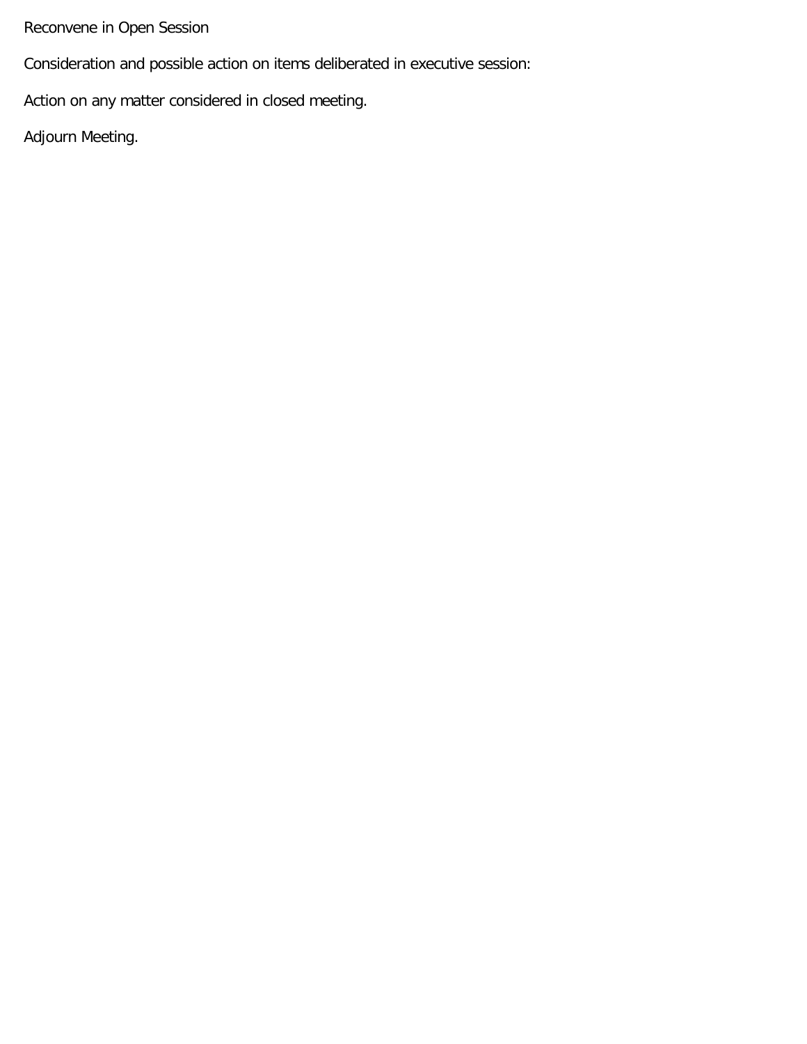Reconvene in Open Session

Consideration and possible action on items deliberated in executive session:

Action on any matter considered in closed meeting.

Adjourn Meeting.